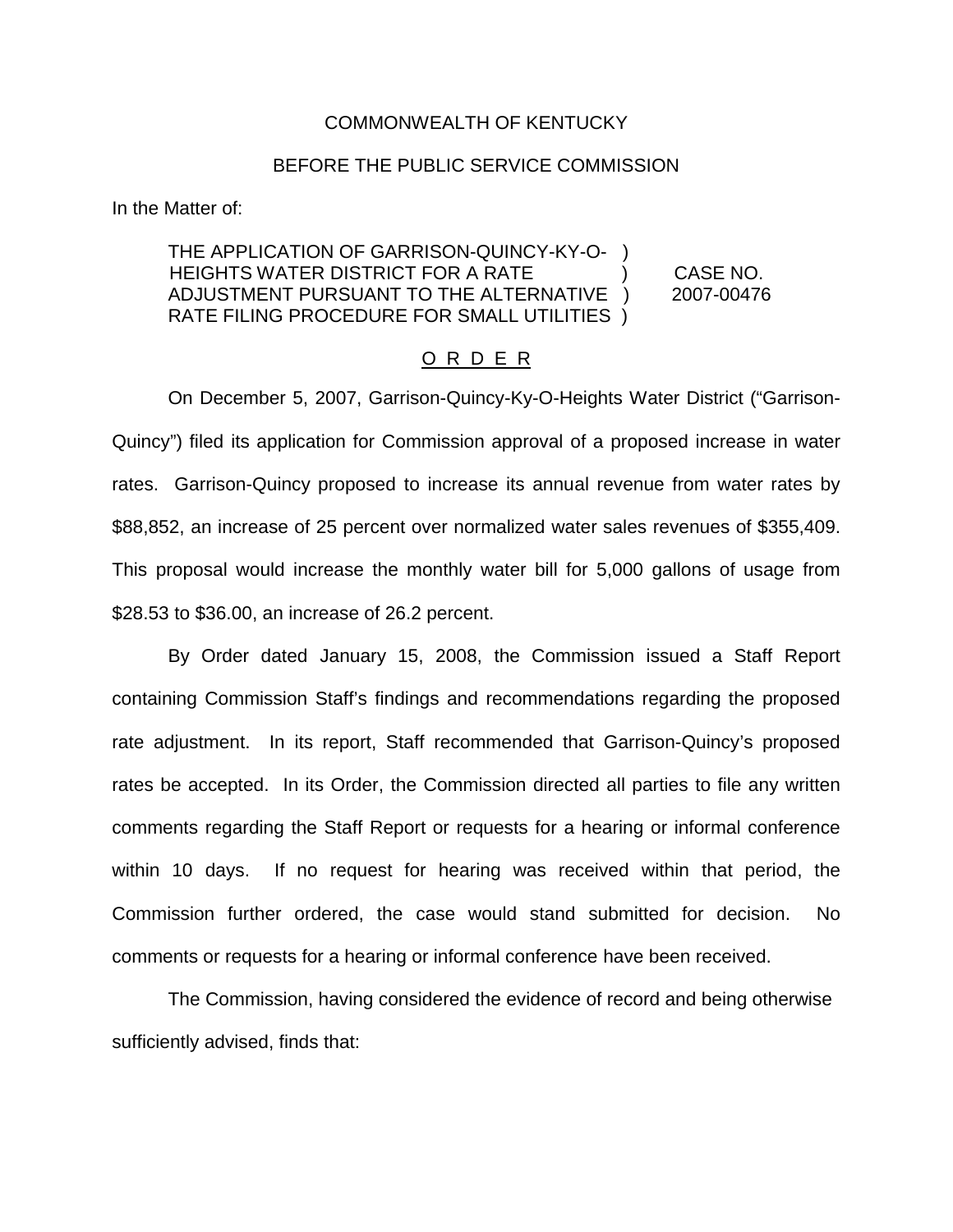COMMONWEALTH OF KENTUCKY

BEFORE THE PUBLIC SERVICE COMMISSION

In the Matter of:

THE APPLICATION OF GARRISON-QUINCY-KY-O-HEIGHTS WATER DISTRICT FOR A RATE ADJUSTMENT PURSUANT TO THE ALTERNATIVE RATE FILING PROCEDURE FOR SMALL UTILITIES ) CASE NO. 2007-00476

O R D E R

On December 5, 2007, Garrison-Quincy-Ky-O-Heights Water District ("Garrison-Quincy") filed its application for Commission approval of a proposed increase in water rates. Garrison-Quincy proposed to increase its annual revenue from water rates by $88,852, an increase of 25 percent over normalized water sales revenues of $355,409. This proposal would increase the monthly water bill for 5,000 gallons of usage from $28.53 to $36.00, an increase of 26.2 percent.

By Order dated January 15, 2008, the Commission issued a Staff Report containing Commission Staff's findings and recommendations regarding the proposed rate adjustment. In its report, Staff recommended that Garrison-Quincy's proposed rates be accepted. In its Order, the Commission directed all parties to file any written comments regarding the Staff Report or requests for a hearing or informal conference within 10 days. If no request for hearing was received within that period, the Commission further ordered, the case would stand submitted for decision. No comments or requests for a hearing or informal conference have been received.

The Commission, having considered the evidence of record and being otherwise sufficiently advised, finds that: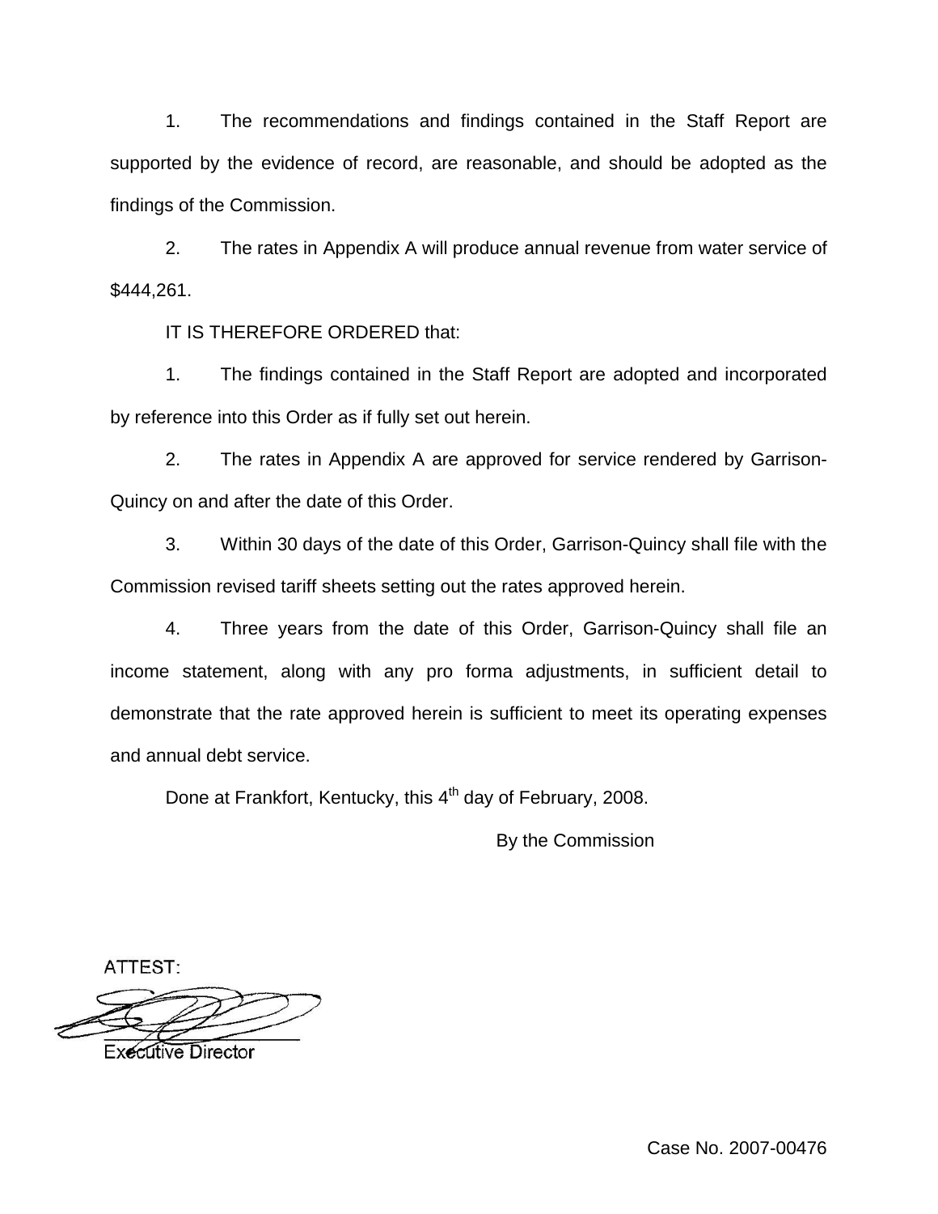1. The recommendations and findings contained in the Staff Report are supported by the evidence of record, are reasonable, and should be adopted as the findings of the Commission.

2. The rates in Appendix A will produce annual revenue from water service of $444,261.

IT IS THEREFORE ORDERED that:

1. The findings contained in the Staff Report are adopted and incorporated by reference into this Order as if fully set out herein.

2. The rates in Appendix A are approved for service rendered by Garrison-Quincy on and after the date of this Order.

3. Within 30 days of the date of this Order, Garrison-Quincy shall file with the Commission revised tariff sheets setting out the rates approved herein.

4. Three years from the date of this Order, Garrison-Quincy shall file an income statement, along with any pro forma adjustments, in sufficient detail to demonstrate that the rate approved herein is sufficient to meet its operating expenses and annual debt service.

Done at Frankfort, Kentucky, this 4th day of February, 2008.

By the Commission

ATTEST:

Executive Director

Case No. 2007-00476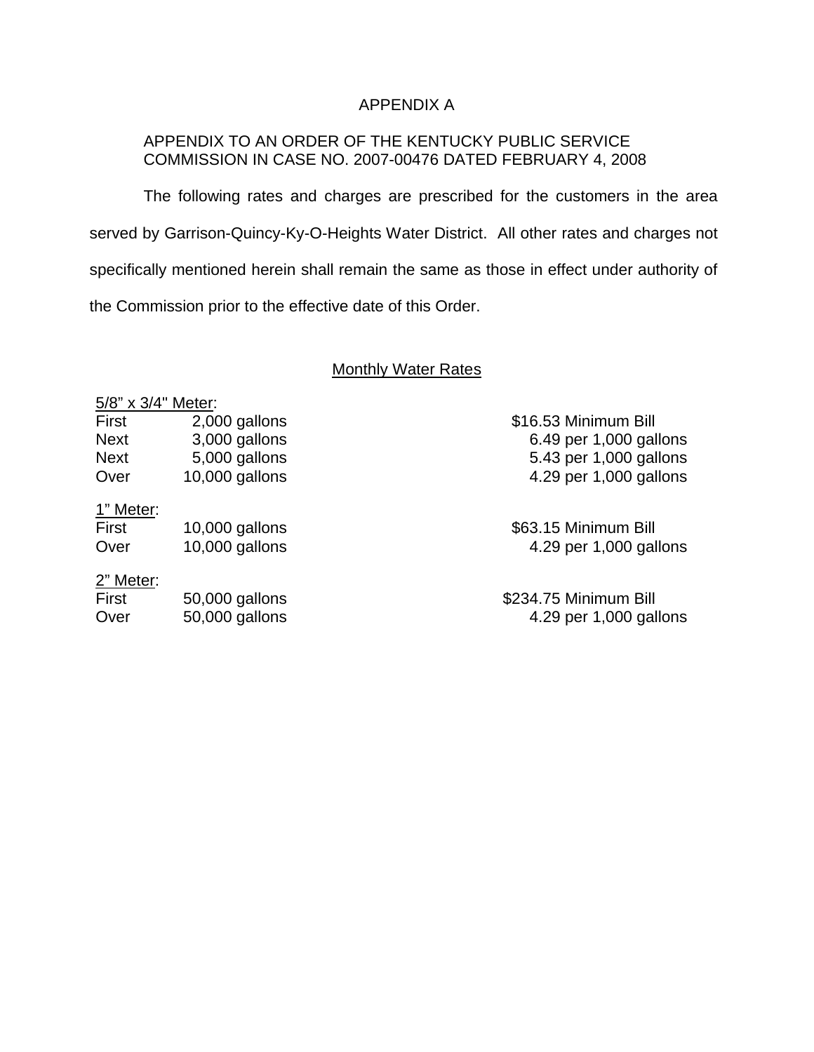# APPENDIX A

## APPENDIX TO AN ORDER OF THE KENTUCKY PUBLIC SERVICE COMMISSION IN CASE NO. 2007-00476 DATED FEBRUARY 4, 2008

The following rates and charges are prescribed for the customers in the area served by Garrison-Quincy-Ky-O-Heights Water District. All other rates and charges not specifically mentioned herein shall remain the same as those in effect under authority of the Commission prior to the effective date of this Order.

### Monthly Water Rates

| | | |
|---|---|---|
| 5/8" x 3/4" Meter: | | |
| First | 2,000 gallons | $16.53 Minimum Bill |
| Next | 3,000 gallons | 6.49 per 1,000 gallons |
| Next | 5,000 gallons | 5.43 per 1,000 gallons |
| Over | 10,000 gallons | 4.29 per 1,000 gallons |
| 1" Meter: | | |
| First | 10,000 gallons | $63.15 Minimum Bill |
| Over | 10,000 gallons | 4.29 per 1,000 gallons |
| 2" Meter: | | |
| First | 50,000 gallons | $234.75 Minimum Bill |
| Over | 50,000 gallons | 4.29 per 1,000 gallons |